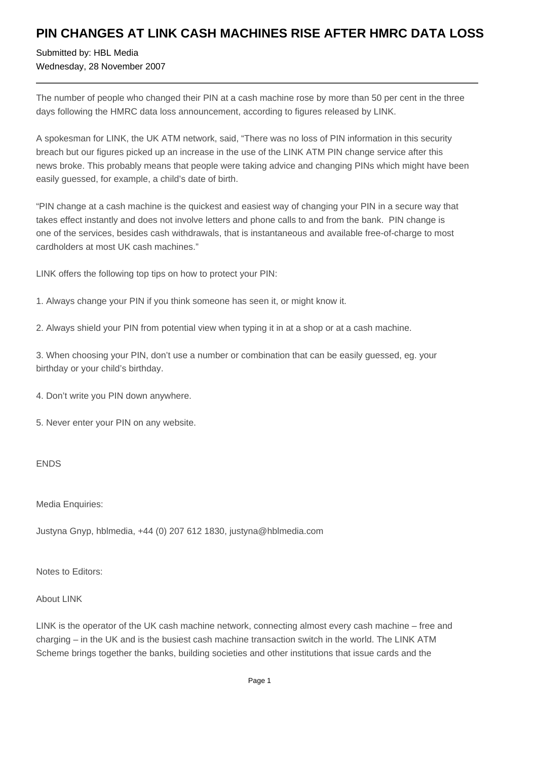# PIN CHANGES AT LINK CASH MACHINES RISE AFTER HMRC DATA LOSS

Submitted by: HBL Media
Wednesday, 28 November 2007

---

The number of people who changed their PIN at a cash machine rose by more than 50 per cent in the three days following the HMRC data loss announcement, according to figures released by LINK.

A spokesman for LINK, the UK ATM network, said, "There was no loss of PIN information in this security breach but our figures picked up an increase in the use of the LINK ATM PIN change service after this news broke. This probably means that people were taking advice and changing PINs which might have been easily guessed, for example, a child's date of birth.

"PIN change at a cash machine is the quickest and easiest way of changing your PIN in a secure way that takes effect instantly and does not involve letters and phone calls to and from the bank. PIN change is one of the services, besides cash withdrawals, that is instantaneous and available free-of-charge to most cardholders at most UK cash machines."

LINK offers the following top tips on how to protect your PIN:

1. Always change your PIN if you think someone has seen it, or might know it.

2. Always shield your PIN from potential view when typing it in at a shop or at a cash machine.

3. When choosing your PIN, don't use a number or combination that can be easily guessed, eg. your birthday or your child's birthday.

4. Don't write you PIN down anywhere.

5. Never enter your PIN on any website.

ENDS

Media Enquiries:

Justyna Gnyp, hblmedia, +44 (0) 207 612 1830, justyna@hblmedia.com

Notes to Editors:

About LINK

LINK is the operator of the UK cash machine network, connecting almost every cash machine – free and charging – in the UK and is the busiest cash machine transaction switch in the world. The LINK ATM Scheme brings together the banks, building societies and other institutions that issue cards and the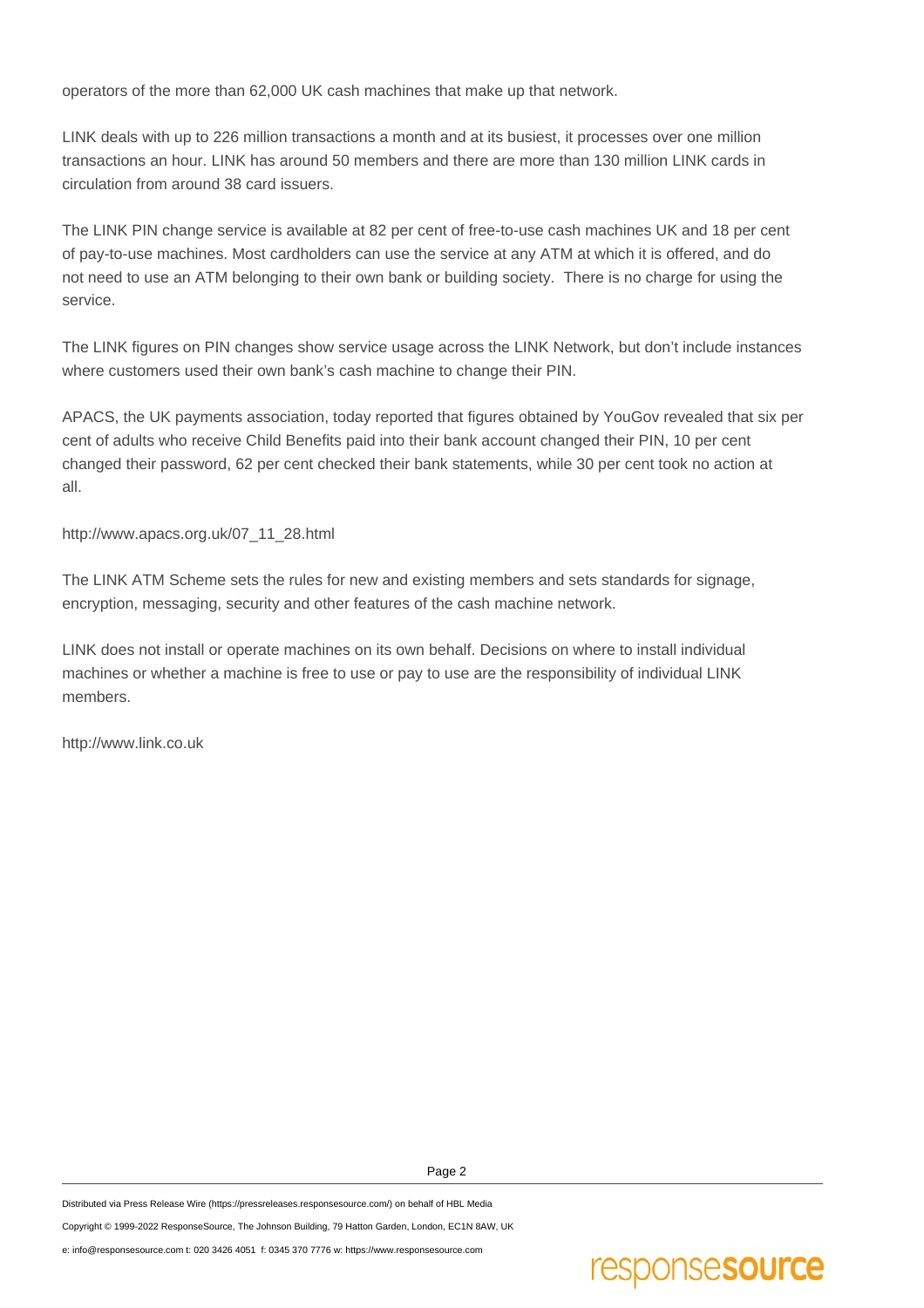operators of the more than 62,000 UK cash machines that make up that network.

LINK deals with up to 226 million transactions a month and at its busiest, it processes over one million transactions an hour. LINK has around 50 members and there are more than 130 million LINK cards in circulation from around 38 card issuers.

The LINK PIN change service is available at 82 per cent of free-to-use cash machines UK and 18 per cent of pay-to-use machines. Most cardholders can use the service at any ATM at which it is offered, and do not need to use an ATM belonging to their own bank or building society. There is no charge for using the service.

The LINK figures on PIN changes show service usage across the LINK Network, but don't include instances where customers used their own bank's cash machine to change their PIN.

APACS, the UK payments association, today reported that figures obtained by YouGov revealed that six per cent of adults who receive Child Benefits paid into their bank account changed their PIN, 10 per cent changed their password, 62 per cent checked their bank statements, while 30 per cent took no action at all.

http://www.apacs.org.uk/07_11_28.html

The LINK ATM Scheme sets the rules for new and existing members and sets standards for signage, encryption, messaging, security and other features of the cash machine network.

LINK does not install or operate machines on its own behalf. Decisions on where to install individual machines or whether a machine is free to use or pay to use are the responsibility of individual LINK members.

http://www.link.co.uk